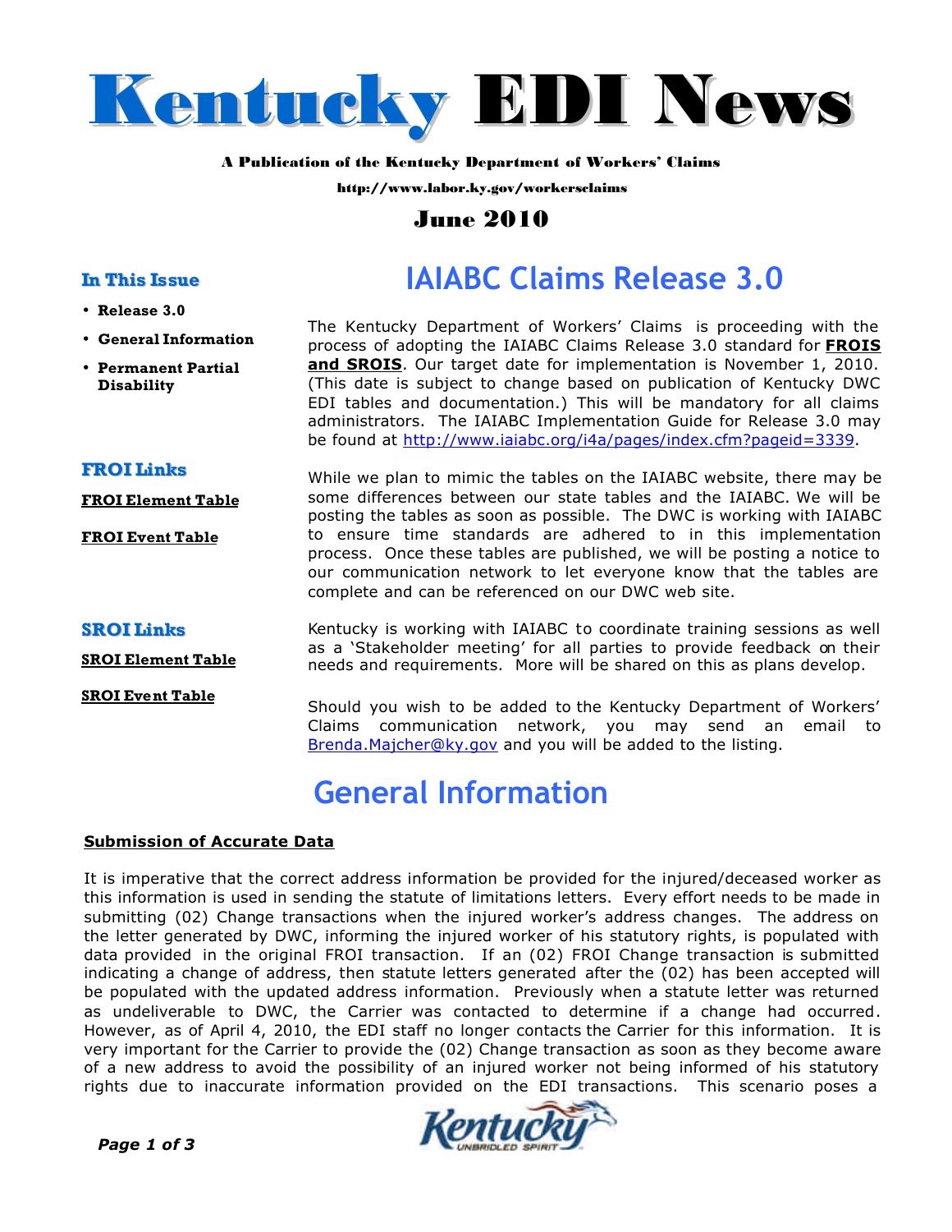# Kentucky EDI News

**A Publication of the Kentucky Department of Workers' Claims**

**http://www.labor.ky.gov/workersclaims**

**June 2010**

### In This Issue

- **Release 3.0**
- **General Information**
- **Permanent Partial Disability**

### FROI Links

**FROI Element Table**

**FROI Event Table**

### SROI Links

**SROI Element Table**

**SROI Event Table**

## IAIABC Claims Release 3.0

The Kentucky Department of Workers' Claims is proceeding with the process of adopting the IAIABC Claims Release 3.0 standard for **FROIS and SROIS**. Our target date for implementation is November 1, 2010. (This date is subject to change based on publication of Kentucky DWC EDI tables and documentation.) This will be mandatory for all claims administrators. The IAIABC Implementation Guide for Release 3.0 may be found at http://www.iaiabc.org/i4a/pages/index.cfm?pageid=3339.

While we plan to mimic the tables on the IAIABC website, there may be some differences between our state tables and the IAIABC. We will be posting the tables as soon as possible. The DWC is working with IAIABC to ensure time standards are adhered to in this implementation process. Once these tables are published, we will be posting a notice to our communication network to let everyone know that the tables are complete and can be referenced on our DWC web site.

Kentucky is working with IAIABC to coordinate training sessions as well as a 'Stakeholder meeting' for all parties to provide feedback on their needs and requirements. More will be shared on this as plans develop.

Should you wish to be added to the Kentucky Department of Workers' Claims communication network, you may send an email to Brenda.Majcher@ky.gov and you will be added to the listing.

## General Information

**Submission of Accurate Data**

It is imperative that the correct address information be provided for the injured/deceased worker as this information is used in sending the statute of limitations letters. Every effort needs to be made in submitting (02) Change transactions when the injured worker's address changes. The address on the letter generated by DWC, informing the injured worker of his statutory rights, is populated with data provided in the original FROI transaction. If an (02) FROI Change transaction is submitted indicating a change of address, then statute letters generated after the (02) has been accepted will be populated with the updated address information. Previously when a statute letter was returned as undeliverable to DWC, the Carrier was contacted to determine if a change had occurred. However, as of April 4, 2010, the EDI staff no longer contacts the Carrier for this information. It is very important for the Carrier to provide the (02) Change transaction as soon as they become aware of a new address to avoid the possibility of an injured worker not being informed of his statutory rights due to inaccurate information provided on the EDI transactions. This scenario poses a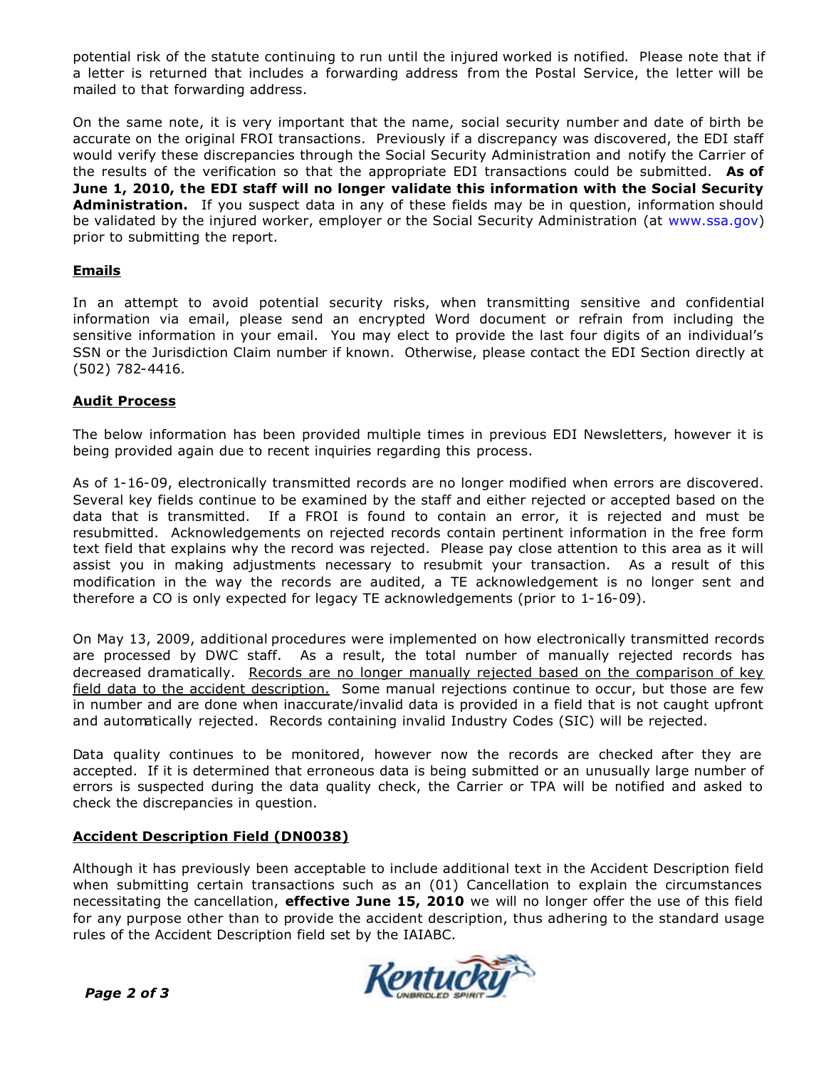potential risk of the statute continuing to run until the injured worked is notified. Please note that if a letter is returned that includes a forwarding address from the Postal Service, the letter will be mailed to that forwarding address.

On the same note, it is very important that the name, social security number and date of birth be accurate on the original FROI transactions. Previously if a discrepancy was discovered, the EDI staff would verify these discrepancies through the Social Security Administration and notify the Carrier of the results of the verification so that the appropriate EDI transactions could be submitted. **As of June 1, 2010, the EDI staff will no longer validate this information with the Social Security Administration.** If you suspect data in any of these fields may be in question, information should be validated by the injured worker, employer or the Social Security Administration (at www.ssa.gov) prior to submitting the report.

## Emails

In an attempt to avoid potential security risks, when transmitting sensitive and confidential information via email, please send an encrypted Word document or refrain from including the sensitive information in your email. You may elect to provide the last four digits of an individual's SSN or the Jurisdiction Claim number if known. Otherwise, please contact the EDI Section directly at (502) 782-4416.

## Audit Process

The below information has been provided multiple times in previous EDI Newsletters, however it is being provided again due to recent inquiries regarding this process.

As of 1-16-09, electronically transmitted records are no longer modified when errors are discovered. Several key fields continue to be examined by the staff and either rejected or accepted based on the data that is transmitted. If a FROI is found to contain an error, it is rejected and must be resubmitted. Acknowledgements on rejected records contain pertinent information in the free form text field that explains why the record was rejected. Please pay close attention to this area as it will assist you in making adjustments necessary to resubmit your transaction. As a result of this modification in the way the records are audited, a TE acknowledgement is no longer sent and therefore a CO is only expected for legacy TE acknowledgements (prior to 1-16-09).

On May 13, 2009, additional procedures were implemented on how electronically transmitted records are processed by DWC staff. As a result, the total number of manually rejected records has decreased dramatically. Records are no longer manually rejected based on the comparison of key field data to the accident description. Some manual rejections continue to occur, but those are few in number and are done when inaccurate/invalid data is provided in a field that is not caught upfront and automatically rejected. Records containing invalid Industry Codes (SIC) will be rejected.

Data quality continues to be monitored, however now the records are checked after they are accepted. If it is determined that erroneous data is being submitted or an unusually large number of errors is suspected during the data quality check, the Carrier or TPA will be notified and asked to check the discrepancies in question.

## Accident Description Field (DN0038)

Although it has previously been acceptable to include additional text in the Accident Description field when submitting certain transactions such as an (01) Cancellation to explain the circumstances necessitating the cancellation, **effective June 15, 2010** we will no longer offer the use of this field for any purpose other than to provide the accident description, thus adhering to the standard usage rules of the Accident Description field set by the IAIABC.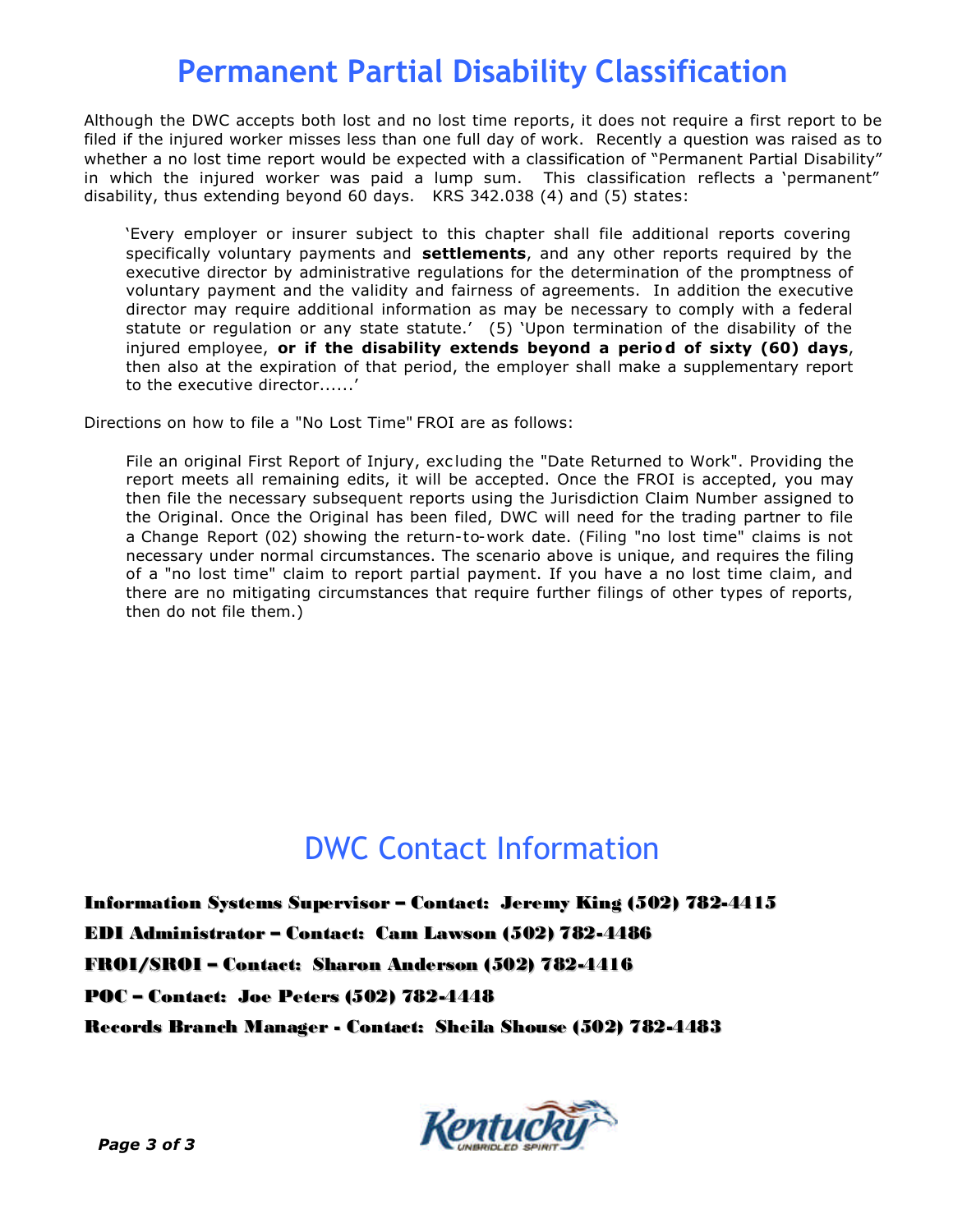# Permanent Partial Disability Classification

Although the DWC accepts both lost and no lost time reports, it does not require a first report to be filed if the injured worker misses less than one full day of work. Recently a question was raised as to whether a no lost time report would be expected with a classification of "Permanent Partial Disability" in which the injured worker was paid a lump sum. This classification reflects a 'permanent" disability, thus extending beyond 60 days. KRS 342.038 (4) and (5) states:

> 'Every employer or insurer subject to this chapter shall file additional reports covering specifically voluntary payments and **settlements**, and any other reports required by the executive director by administrative regulations for the determination of the promptness of voluntary payment and the validity and fairness of agreements. In addition the executive director may require additional information as may be necessary to comply with a federal statute or regulation or any state statute.' (5) 'Upon termination of the disability of the injured employee, **or if the disability extends beyond a period of sixty (60) days**, then also at the expiration of that period, the employer shall make a supplementary report to the executive director......'

Directions on how to file a "No Lost Time" FROI are as follows:

> File an original First Report of Injury, excluding the "Date Returned to Work". Providing the report meets all remaining edits, it will be accepted. Once the FROI is accepted, you may then file the necessary subsequent reports using the Jurisdiction Claim Number assigned to the Original. Once the Original has been filed, DWC will need for the trading partner to file a Change Report (02) showing the return-to-work date. (Filing "no lost time" claims is not necessary under normal circumstances. The scenario above is unique, and requires the filing of a "no lost time" claim to report partial payment. If you have a no lost time claim, and there are no mitigating circumstances that require further filings of other types of reports, then do not file them.)

# DWC Contact Information

**Information Systems Supervisor – Contact: Jeremy King (502) 782-4415**

**EDI Administrator – Contact: Cam Lawson (502) 782-4486**

**FROI/SROI – Contact: Sharon Anderson (502) 782-4416**

**POC – Contact: Joe Peters (502) 782-4448**

**Records Branch Manager - Contact: Sheila Shouse (502) 782-4483**

Kentucky UNBRIDLED SPIRIT